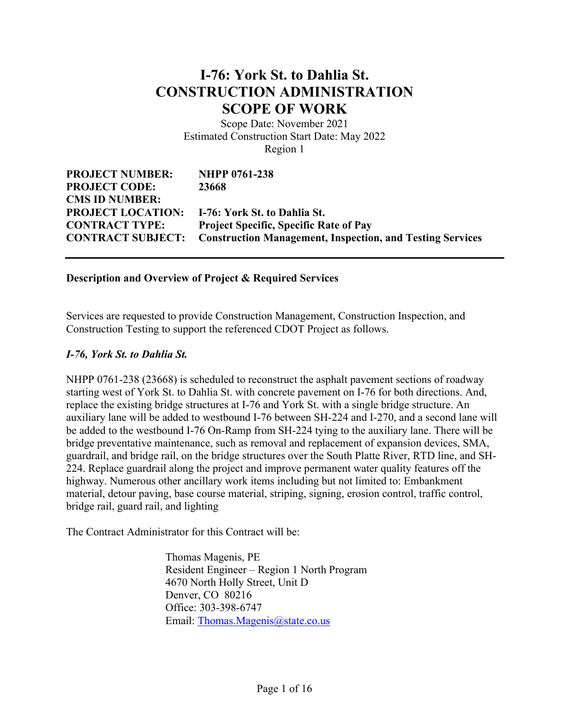# I-76: York St. to Dahlia St.
# CONSTRUCTION ADMINISTRATION
# SCOPE OF WORK

Scope Date: November 2021
Estimated Construction Start Date: May 2022
Region 1

| | |
|---|---|
| **PROJECT NUMBER:** | **NHPP 0761-238** |
| **PROJECT CODE:** | **23668** |
| **CMS ID NUMBER:** | |
| **PROJECT LOCATION:** | **I-76: York St. to Dahlia St.** |
| **CONTRACT TYPE:** | **Project Specific, Specific Rate of Pay** |
| **CONTRACT SUBJECT:** | **Construction Management, Inspection, and Testing Services** |

---

**Description and Overview of Project & Required Services**

Services are requested to provide Construction Management, Construction Inspection, and Construction Testing to support the referenced CDOT Project as follows.

***I-76, York St. to Dahlia St.***

NHPP 0761-238 (23668) is scheduled to reconstruct the asphalt pavement sections of roadway starting west of York St. to Dahlia St. with concrete pavement on I-76 for both directions. And, replace the existing bridge structures at I-76 and York St. with a single bridge structure. An auxiliary lane will be added to westbound I-76 between SH-224 and I-270, and a second lane will be added to the westbound I-76 On-Ramp from SH-224 tying to the auxiliary lane. There will be bridge preventative maintenance, such as removal and replacement of expansion devices, SMA, guardrail, and bridge rail, on the bridge structures over the South Platte River, RTD line, and SH-224. Replace guardrail along the project and improve permanent water quality features off the highway. Numerous other ancillary work items including but not limited to: Embankment material, detour paving, base course material, striping, signing, erosion control, traffic control, bridge rail, guard rail, and lighting

The Contract Administrator for this Contract will be:

Thomas Magenis, PE
Resident Engineer – Region 1 North Program
4670 North Holly Street, Unit D
Denver, CO 80216
Office: 303-398-6747
Email: Thomas.Magenis@state.co.us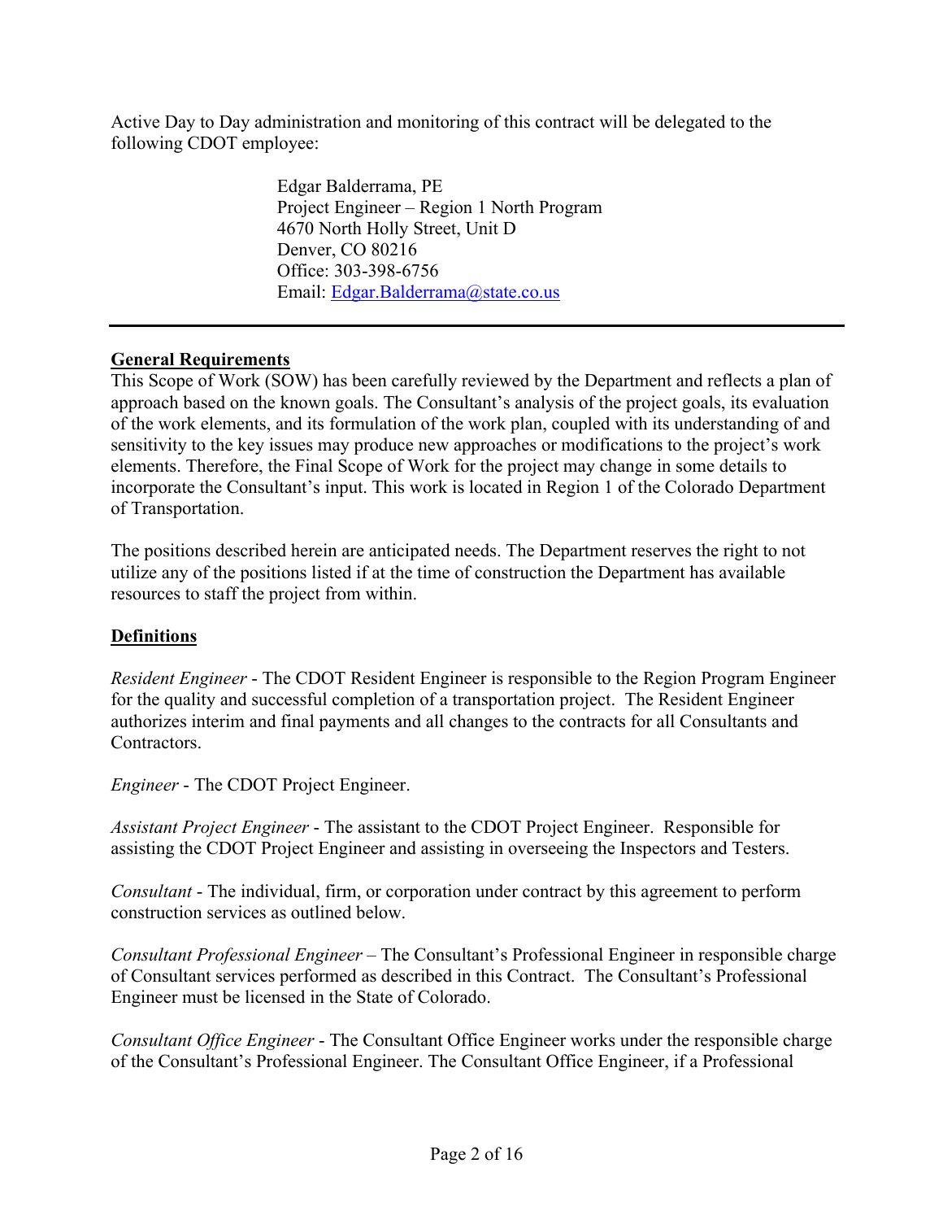Active Day to Day administration and monitoring of this contract will be delegated to the following CDOT employee:

Edgar Balderrama, PE
Project Engineer – Region 1 North Program
4670 North Holly Street, Unit D
Denver, CO 80216
Office: 303-398-6756
Email: Edgar.Balderrama@state.co.us

---

**General Requirements**

This Scope of Work (SOW) has been carefully reviewed by the Department and reflects a plan of approach based on the known goals. The Consultant's analysis of the project goals, its evaluation of the work elements, and its formulation of the work plan, coupled with its understanding of and sensitivity to the key issues may produce new approaches or modifications to the project's work elements. Therefore, the Final Scope of Work for the project may change in some details to incorporate the Consultant's input. This work is located in Region 1 of the Colorado Department of Transportation.

The positions described herein are anticipated needs. The Department reserves the right to not utilize any of the positions listed if at the time of construction the Department has available resources to staff the project from within.

**Definitions**

*Resident Engineer* - The CDOT Resident Engineer is responsible to the Region Program Engineer for the quality and successful completion of a transportation project. The Resident Engineer authorizes interim and final payments and all changes to the contracts for all Consultants and Contractors.

*Engineer* - The CDOT Project Engineer.

*Assistant Project Engineer* - The assistant to the CDOT Project Engineer. Responsible for assisting the CDOT Project Engineer and assisting in overseeing the Inspectors and Testers.

*Consultant* - The individual, firm, or corporation under contract by this agreement to perform construction services as outlined below.

*Consultant Professional Engineer* – The Consultant's Professional Engineer in responsible charge of Consultant services performed as described in this Contract. The Consultant's Professional Engineer must be licensed in the State of Colorado.

*Consultant Office Engineer* - The Consultant Office Engineer works under the responsible charge of the Consultant's Professional Engineer. The Consultant Office Engineer, if a Professional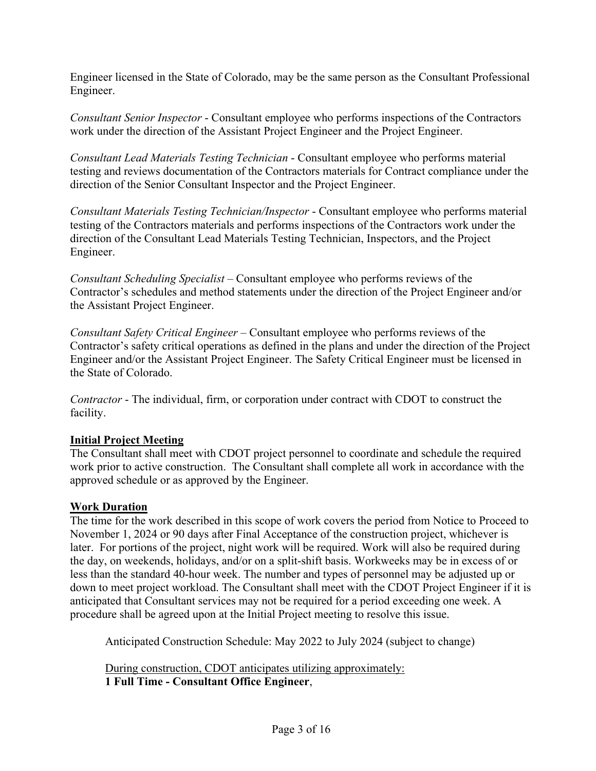Engineer licensed in the State of Colorado, may be the same person as the Consultant Professional Engineer.

*Consultant Senior Inspector* - Consultant employee who performs inspections of the Contractors work under the direction of the Assistant Project Engineer and the Project Engineer.

*Consultant Lead Materials Testing Technician* - Consultant employee who performs material testing and reviews documentation of the Contractors materials for Contract compliance under the direction of the Senior Consultant Inspector and the Project Engineer.

*Consultant Materials Testing Technician/Inspector* - Consultant employee who performs material testing of the Contractors materials and performs inspections of the Contractors work under the direction of the Consultant Lead Materials Testing Technician, Inspectors, and the Project Engineer.

*Consultant Scheduling Specialist* – Consultant employee who performs reviews of the Contractor's schedules and method statements under the direction of the Project Engineer and/or the Assistant Project Engineer.

*Consultant Safety Critical Engineer* – Consultant employee who performs reviews of the Contractor's safety critical operations as defined in the plans and under the direction of the Project Engineer and/or the Assistant Project Engineer. The Safety Critical Engineer must be licensed in the State of Colorado.

*Contractor* - The individual, firm, or corporation under contract with CDOT to construct the facility.

**<u>Initial Project Meeting</u>**

The Consultant shall meet with CDOT project personnel to coordinate and schedule the required work prior to active construction. The Consultant shall complete all work in accordance with the approved schedule or as approved by the Engineer.

**<u>Work Duration</u>**

The time for the work described in this scope of work covers the period from Notice to Proceed to November 1, 2024 or 90 days after Final Acceptance of the construction project, whichever is later. For portions of the project, night work will be required. Work will also be required during the day, on weekends, holidays, and/or on a split-shift basis. Workweeks may be in excess of or less than the standard 40-hour week. The number and types of personnel may be adjusted up or down to meet project workload. The Consultant shall meet with the CDOT Project Engineer if it is anticipated that Consultant services may not be required for a period exceeding one week. A procedure shall be agreed upon at the Initial Project meeting to resolve this issue.

Anticipated Construction Schedule: May 2022 to July 2024 (subject to change)

<u>During construction, CDOT anticipates utilizing approximately:</u>
**1 Full Time - Consultant Office Engineer**,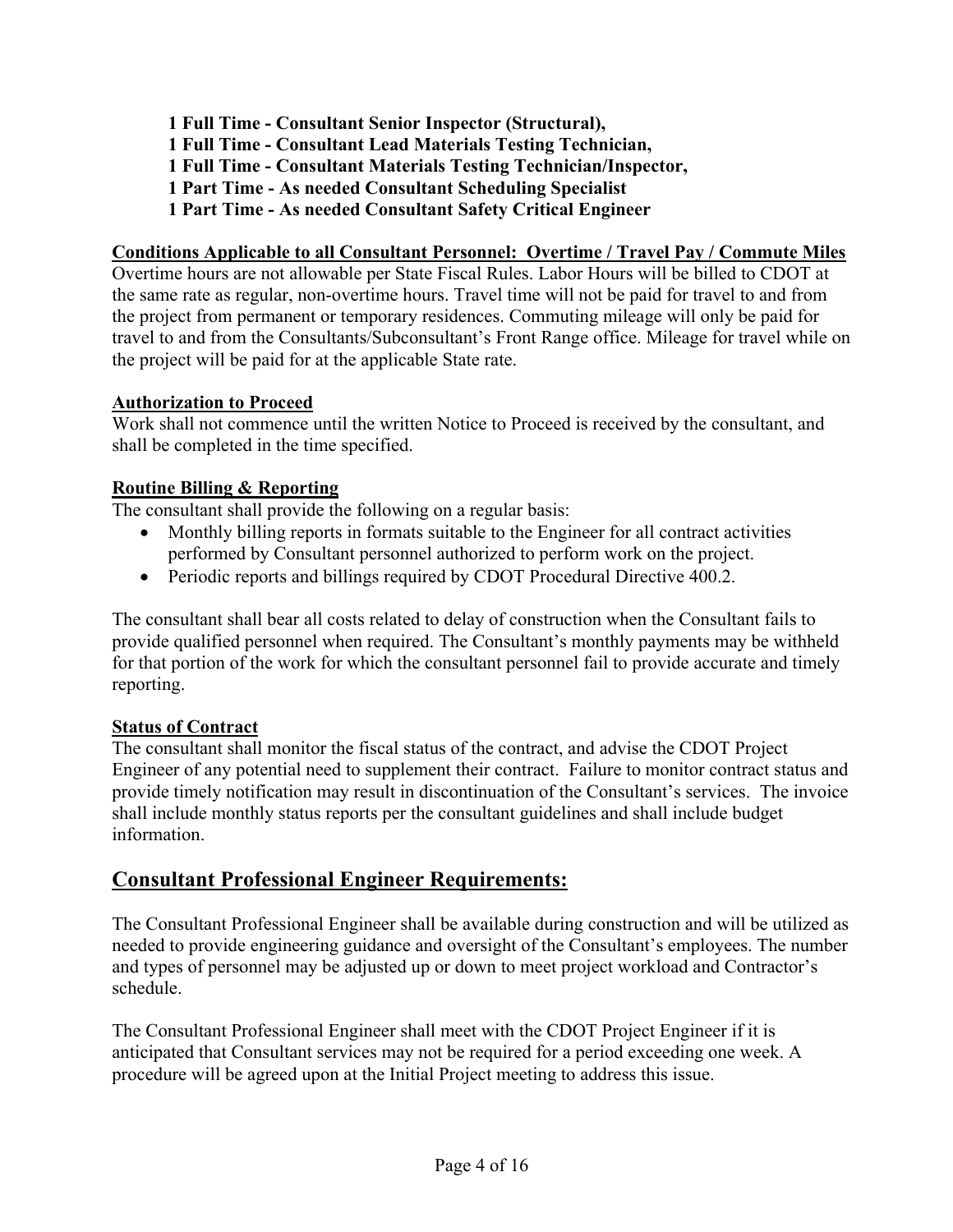**1 Full Time - Consultant Senior Inspector (Structural),**
**1 Full Time - Consultant Lead Materials Testing Technician,**
**1 Full Time - Consultant Materials Testing Technician/Inspector,**
**1 Part Time - As needed Consultant Scheduling Specialist**
**1 Part Time - As needed Consultant Safety Critical Engineer**

**<u>Conditions Applicable to all Consultant Personnel: Overtime / Travel Pay / Commute Miles</u>**

Overtime hours are not allowable per State Fiscal Rules. Labor Hours will be billed to CDOT at the same rate as regular, non-overtime hours. Travel time will not be paid for travel to and from the project from permanent or temporary residences. Commuting mileage will only be paid for travel to and from the Consultants/Subconsultant's Front Range office. Mileage for travel while on the project will be paid for at the applicable State rate.

**<u>Authorization to Proceed</u>**

Work shall not commence until the written Notice to Proceed is received by the consultant, and shall be completed in the time specified.

**<u>Routine Billing & Reporting</u>**

The consultant shall provide the following on a regular basis:

- Monthly billing reports in formats suitable to the Engineer for all contract activities performed by Consultant personnel authorized to perform work on the project.
- Periodic reports and billings required by CDOT Procedural Directive 400.2.

The consultant shall bear all costs related to delay of construction when the Consultant fails to provide qualified personnel when required. The Consultant's monthly payments may be withheld for that portion of the work for which the consultant personnel fail to provide accurate and timely reporting.

**<u>Status of Contract</u>**

The consultant shall monitor the fiscal status of the contract, and advise the CDOT Project Engineer of any potential need to supplement their contract. Failure to monitor contract status and provide timely notification may result in discontinuation of the Consultant's services. The invoice shall include monthly status reports per the consultant guidelines and shall include budget information.

## <u>Consultant Professional Engineer Requirements:</u>

The Consultant Professional Engineer shall be available during construction and will be utilized as needed to provide engineering guidance and oversight of the Consultant's employees. The number and types of personnel may be adjusted up or down to meet project workload and Contractor's schedule.

The Consultant Professional Engineer shall meet with the CDOT Project Engineer if it is anticipated that Consultant services may not be required for a period exceeding one week. A procedure will be agreed upon at the Initial Project meeting to address this issue.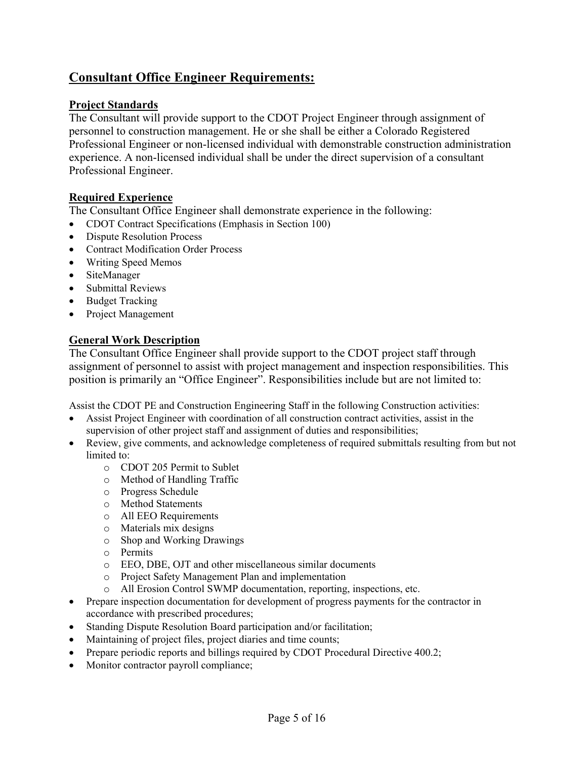## Consultant Office Engineer Requirements:

### Project Standards

The Consultant will provide support to the CDOT Project Engineer through assignment of personnel to construction management. He or she shall be either a Colorado Registered Professional Engineer or non-licensed individual with demonstrable construction administration experience. A non-licensed individual shall be under the direct supervision of a consultant Professional Engineer.

### Required Experience

The Consultant Office Engineer shall demonstrate experience in the following:

- CDOT Contract Specifications (Emphasis in Section 100)
- Dispute Resolution Process
- Contract Modification Order Process
- Writing Speed Memos
- SiteManager
- Submittal Reviews
- Budget Tracking
- Project Management

### General Work Description

The Consultant Office Engineer shall provide support to the CDOT project staff through assignment of personnel to assist with project management and inspection responsibilities. This position is primarily an "Office Engineer". Responsibilities include but are not limited to:

Assist the CDOT PE and Construction Engineering Staff in the following Construction activities:

- Assist Project Engineer with coordination of all construction contract activities, assist in the supervision of other project staff and assignment of duties and responsibilities;
- Review, give comments, and acknowledge completeness of required submittals resulting from but not limited to:
  - CDOT 205 Permit to Sublet
  - Method of Handling Traffic
  - Progress Schedule
  - Method Statements
  - All EEO Requirements
  - Materials mix designs
  - Shop and Working Drawings
  - Permits
  - EEO, DBE, OJT and other miscellaneous similar documents
  - Project Safety Management Plan and implementation
  - All Erosion Control SWMP documentation, reporting, inspections, etc.
- Prepare inspection documentation for development of progress payments for the contractor in accordance with prescribed procedures;
- Standing Dispute Resolution Board participation and/or facilitation;
- Maintaining of project files, project diaries and time counts;
- Prepare periodic reports and billings required by CDOT Procedural Directive 400.2;
- Monitor contractor payroll compliance;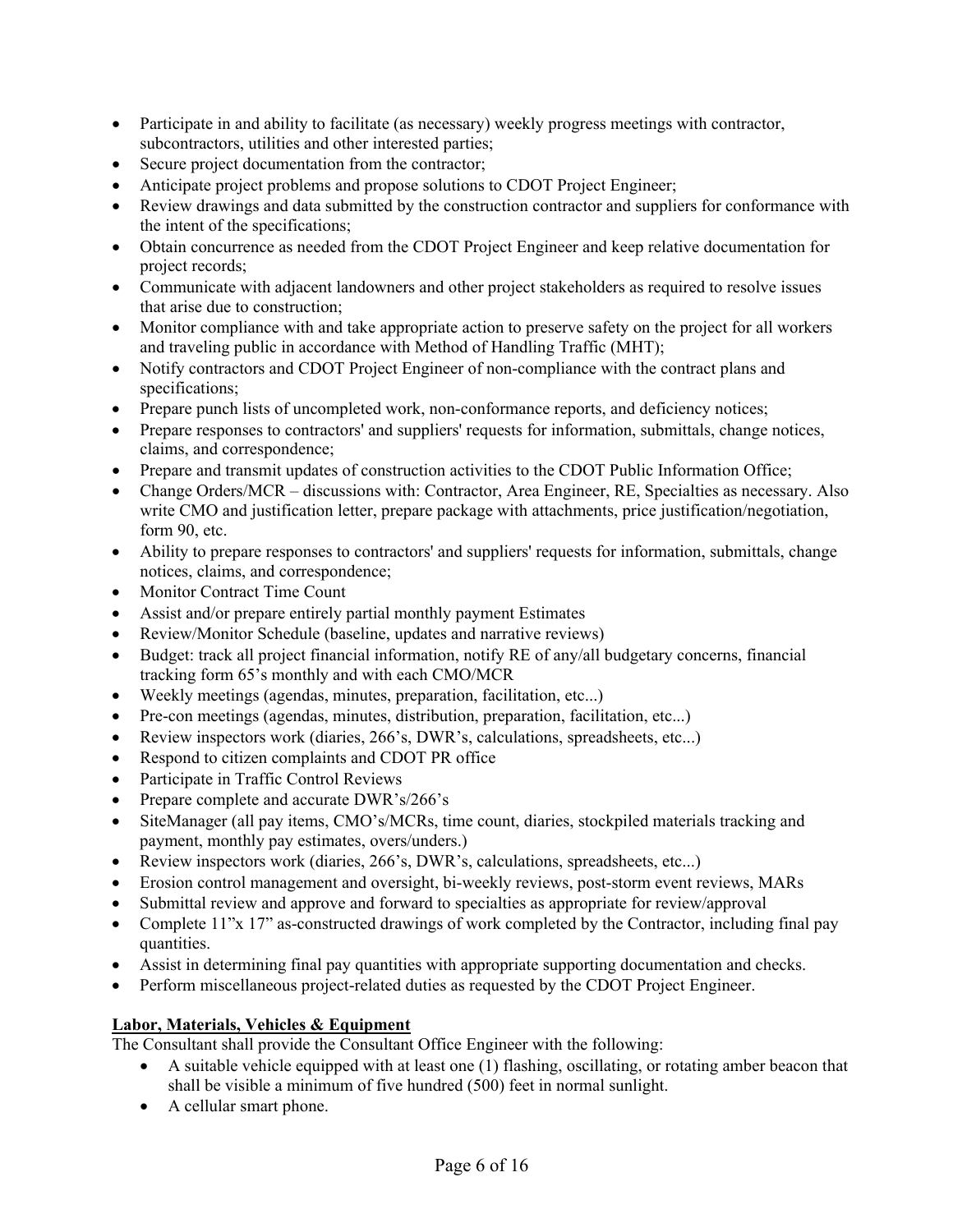- Participate in and ability to facilitate (as necessary) weekly progress meetings with contractor, subcontractors, utilities and other interested parties;
- Secure project documentation from the contractor;
- Anticipate project problems and propose solutions to CDOT Project Engineer;
- Review drawings and data submitted by the construction contractor and suppliers for conformance with the intent of the specifications;
- Obtain concurrence as needed from the CDOT Project Engineer and keep relative documentation for project records;
- Communicate with adjacent landowners and other project stakeholders as required to resolve issues that arise due to construction;
- Monitor compliance with and take appropriate action to preserve safety on the project for all workers and traveling public in accordance with Method of Handling Traffic (MHT);
- Notify contractors and CDOT Project Engineer of non-compliance with the contract plans and specifications;
- Prepare punch lists of uncompleted work, non-conformance reports, and deficiency notices;
- Prepare responses to contractors' and suppliers' requests for information, submittals, change notices, claims, and correspondence;
- Prepare and transmit updates of construction activities to the CDOT Public Information Office;
- Change Orders/MCR – discussions with: Contractor, Area Engineer, RE, Specialties as necessary. Also write CMO and justification letter, prepare package with attachments, price justification/negotiation, form 90, etc.
- Ability to prepare responses to contractors' and suppliers' requests for information, submittals, change notices, claims, and correspondence;
- Monitor Contract Time Count
- Assist and/or prepare entirely partial monthly payment Estimates
- Review/Monitor Schedule (baseline, updates and narrative reviews)
- Budget: track all project financial information, notify RE of any/all budgetary concerns, financial tracking form 65's monthly and with each CMO/MCR
- Weekly meetings (agendas, minutes, preparation, facilitation, etc...)
- Pre-con meetings (agendas, minutes, distribution, preparation, facilitation, etc...)
- Review inspectors work (diaries, 266's, DWR's, calculations, spreadsheets, etc...)
- Respond to citizen complaints and CDOT PR office
- Participate in Traffic Control Reviews
- Prepare complete and accurate DWR's/266's
- SiteManager (all pay items, CMO's/MCRs, time count, diaries, stockpiled materials tracking and payment, monthly pay estimates, overs/unders.)
- Review inspectors work (diaries, 266's, DWR's, calculations, spreadsheets, etc...)
- Erosion control management and oversight, bi-weekly reviews, post-storm event reviews, MARs
- Submittal review and approve and forward to specialties as appropriate for review/approval
- Complete 11"x 17" as-constructed drawings of work completed by the Contractor, including final pay quantities.
- Assist in determining final pay quantities with appropriate supporting documentation and checks.
- Perform miscellaneous project-related duties as requested by the CDOT Project Engineer.

**Labor, Materials, Vehicles & Equipment**

The Consultant shall provide the Consultant Office Engineer with the following:

- A suitable vehicle equipped with at least one (1) flashing, oscillating, or rotating amber beacon that shall be visible a minimum of five hundred (500) feet in normal sunlight.
- A cellular smart phone.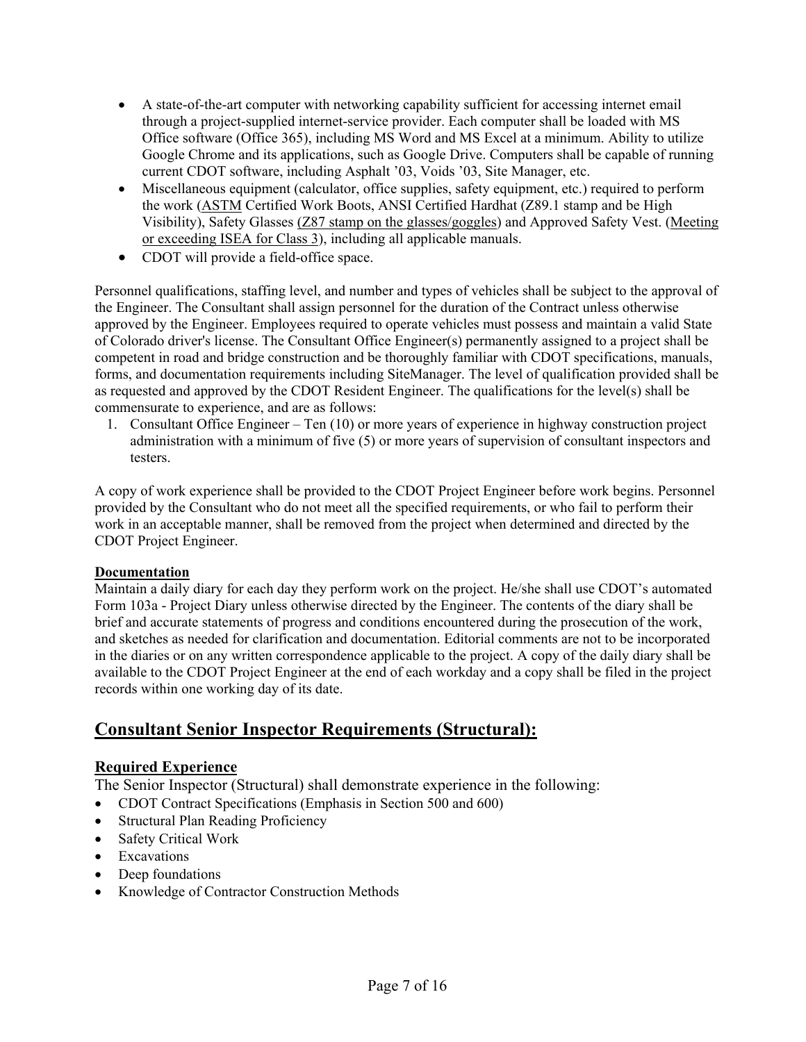- A state-of-the-art computer with networking capability sufficient for accessing internet email through a project-supplied internet-service provider. Each computer shall be loaded with MS Office software (Office 365), including MS Word and MS Excel at a minimum. Ability to utilize Google Chrome and its applications, such as Google Drive. Computers shall be capable of running current CDOT software, including Asphalt '03, Voids '03, Site Manager, etc.
- Miscellaneous equipment (calculator, office supplies, safety equipment, etc.) required to perform the work (ASTM Certified Work Boots, ANSI Certified Hardhat (Z89.1 stamp and be High Visibility), Safety Glasses (Z87 stamp on the glasses/goggles) and Approved Safety Vest. (Meeting or exceeding ISEA for Class 3), including all applicable manuals.
- CDOT will provide a field-office space.

Personnel qualifications, staffing level, and number and types of vehicles shall be subject to the approval of the Engineer. The Consultant shall assign personnel for the duration of the Contract unless otherwise approved by the Engineer. Employees required to operate vehicles must possess and maintain a valid State of Colorado driver's license. The Consultant Office Engineer(s) permanently assigned to a project shall be competent in road and bridge construction and be thoroughly familiar with CDOT specifications, manuals, forms, and documentation requirements including SiteManager. The level of qualification provided shall be as requested and approved by the CDOT Resident Engineer. The qualifications for the level(s) shall be commensurate to experience, and are as follows:

1. Consultant Office Engineer – Ten (10) or more years of experience in highway construction project administration with a minimum of five (5) or more years of supervision of consultant inspectors and testers.

A copy of work experience shall be provided to the CDOT Project Engineer before work begins. Personnel provided by the Consultant who do not meet all the specified requirements, or who fail to perform their work in an acceptable manner, shall be removed from the project when determined and directed by the CDOT Project Engineer.

**Documentation**

Maintain a daily diary for each day they perform work on the project. He/she shall use CDOT's automated Form 103a - Project Diary unless otherwise directed by the Engineer. The contents of the diary shall be brief and accurate statements of progress and conditions encountered during the prosecution of the work, and sketches as needed for clarification and documentation. Editorial comments are not to be incorporated in the diaries or on any written correspondence applicable to the project. A copy of the daily diary shall be available to the CDOT Project Engineer at the end of each workday and a copy shall be filed in the project records within one working day of its date.

## Consultant Senior Inspector Requirements (Structural):

### Required Experience

The Senior Inspector (Structural) shall demonstrate experience in the following:

- CDOT Contract Specifications (Emphasis in Section 500 and 600)
- Structural Plan Reading Proficiency
- Safety Critical Work
- Excavations
- Deep foundations
- Knowledge of Contractor Construction Methods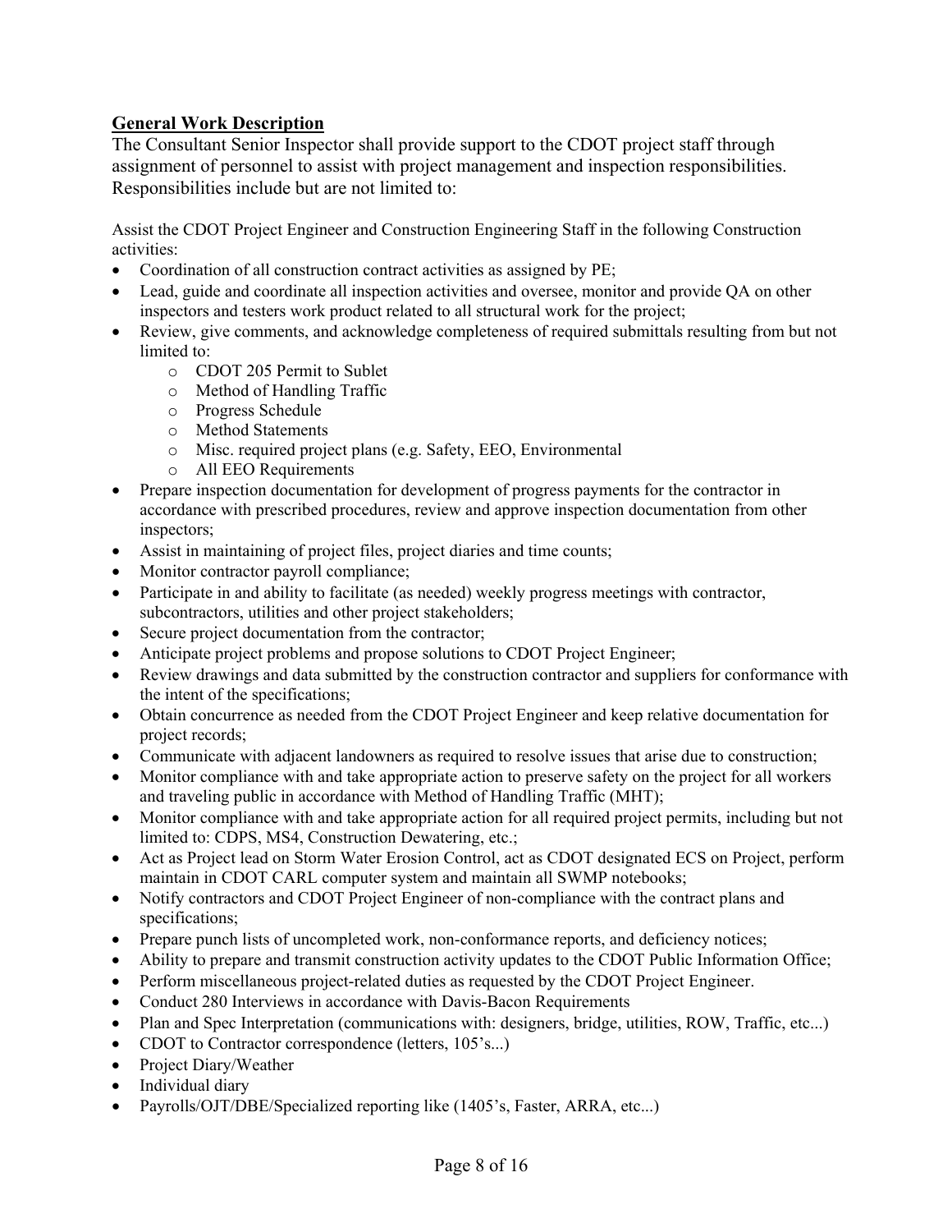## General Work Description

The Consultant Senior Inspector shall provide support to the CDOT project staff through assignment of personnel to assist with project management and inspection responsibilities. Responsibilities include but are not limited to:

Assist the CDOT Project Engineer and Construction Engineering Staff in the following Construction activities:

- Coordination of all construction contract activities as assigned by PE;
- Lead, guide and coordinate all inspection activities and oversee, monitor and provide QA on other inspectors and testers work product related to all structural work for the project;
- Review, give comments, and acknowledge completeness of required submittals resulting from but not limited to:
  - CDOT 205 Permit to Sublet
  - Method of Handling Traffic
  - Progress Schedule
  - Method Statements
  - Misc. required project plans (e.g. Safety, EEO, Environmental
  - All EEO Requirements
- Prepare inspection documentation for development of progress payments for the contractor in accordance with prescribed procedures, review and approve inspection documentation from other inspectors;
- Assist in maintaining of project files, project diaries and time counts;
- Monitor contractor payroll compliance;
- Participate in and ability to facilitate (as needed) weekly progress meetings with contractor, subcontractors, utilities and other project stakeholders;
- Secure project documentation from the contractor;
- Anticipate project problems and propose solutions to CDOT Project Engineer;
- Review drawings and data submitted by the construction contractor and suppliers for conformance with the intent of the specifications;
- Obtain concurrence as needed from the CDOT Project Engineer and keep relative documentation for project records;
- Communicate with adjacent landowners as required to resolve issues that arise due to construction;
- Monitor compliance with and take appropriate action to preserve safety on the project for all workers and traveling public in accordance with Method of Handling Traffic (MHT);
- Monitor compliance with and take appropriate action for all required project permits, including but not limited to: CDPS, MS4, Construction Dewatering, etc.;
- Act as Project lead on Storm Water Erosion Control, act as CDOT designated ECS on Project, perform maintain in CDOT CARL computer system and maintain all SWMP notebooks;
- Notify contractors and CDOT Project Engineer of non-compliance with the contract plans and specifications;
- Prepare punch lists of uncompleted work, non-conformance reports, and deficiency notices;
- Ability to prepare and transmit construction activity updates to the CDOT Public Information Office;
- Perform miscellaneous project-related duties as requested by the CDOT Project Engineer.
- Conduct 280 Interviews in accordance with Davis-Bacon Requirements
- Plan and Spec Interpretation (communications with: designers, bridge, utilities, ROW, Traffic, etc...)
- CDOT to Contractor correspondence (letters, 105's...)
- Project Diary/Weather
- Individual diary
- Payrolls/OJT/DBE/Specialized reporting like (1405's, Faster, ARRA, etc...)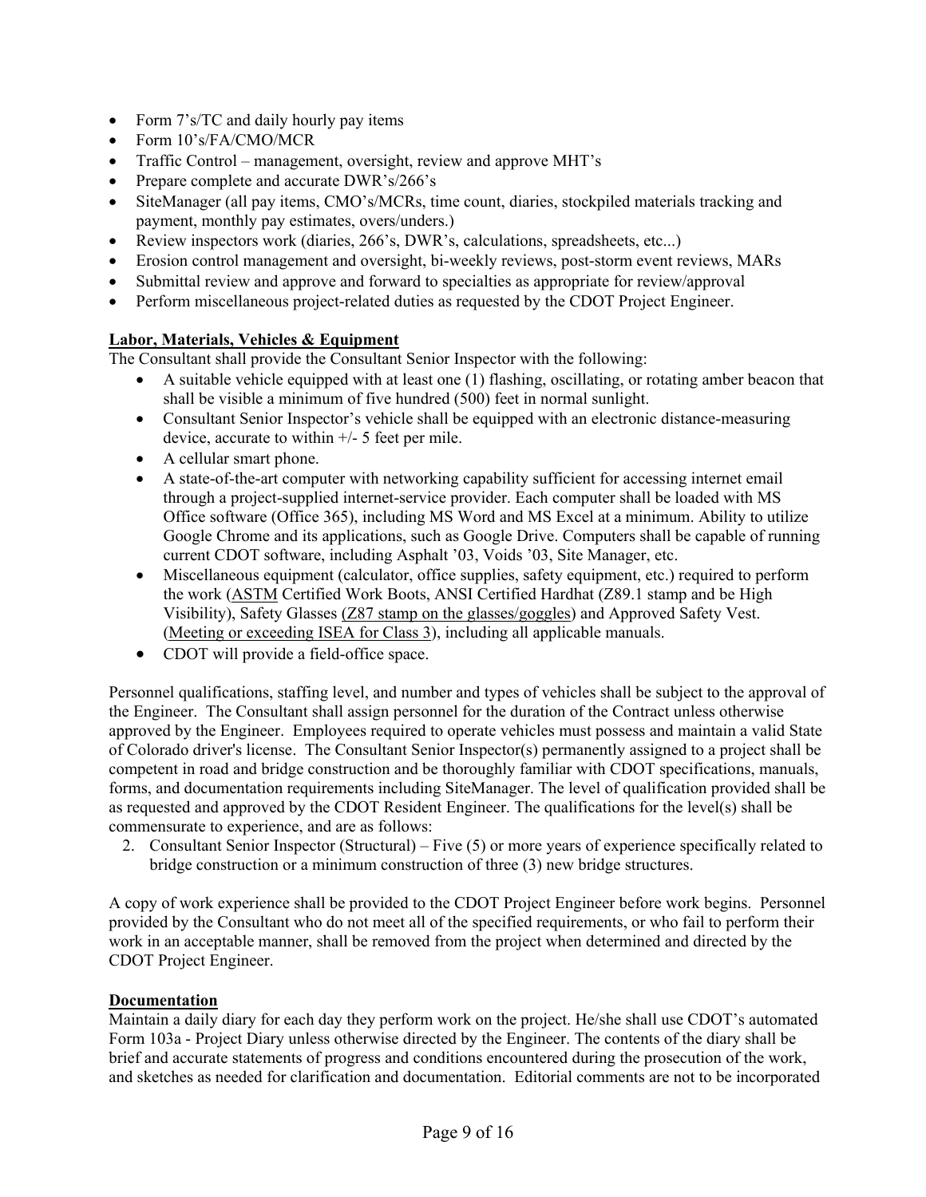- Form 7's/TC and daily hourly pay items
- Form 10's/FA/CMO/MCR
- Traffic Control – management, oversight, review and approve MHT's
- Prepare complete and accurate DWR's/266's
- SiteManager (all pay items, CMO's/MCRs, time count, diaries, stockpiled materials tracking and payment, monthly pay estimates, overs/unders.)
- Review inspectors work (diaries, 266's, DWR's, calculations, spreadsheets, etc...)
- Erosion control management and oversight, bi-weekly reviews, post-storm event reviews, MARs
- Submittal review and approve and forward to specialties as appropriate for review/approval
- Perform miscellaneous project-related duties as requested by the CDOT Project Engineer.

**Labor, Materials, Vehicles & Equipment**

The Consultant shall provide the Consultant Senior Inspector with the following:

- A suitable vehicle equipped with at least one (1) flashing, oscillating, or rotating amber beacon that shall be visible a minimum of five hundred (500) feet in normal sunlight.
- Consultant Senior Inspector's vehicle shall be equipped with an electronic distance-measuring device, accurate to within +/- 5 feet per mile.
- A cellular smart phone.
- A state-of-the-art computer with networking capability sufficient for accessing internet email through a project-supplied internet-service provider. Each computer shall be loaded with MS Office software (Office 365), including MS Word and MS Excel at a minimum. Ability to utilize Google Chrome and its applications, such as Google Drive. Computers shall be capable of running current CDOT software, including Asphalt '03, Voids '03, Site Manager, etc.
- Miscellaneous equipment (calculator, office supplies, safety equipment, etc.) required to perform the work (ASTM Certified Work Boots, ANSI Certified Hardhat (Z89.1 stamp and be High Visibility), Safety Glasses (Z87 stamp on the glasses/goggles) and Approved Safety Vest. (Meeting or exceeding ISEA for Class 3), including all applicable manuals.
- CDOT will provide a field-office space.

Personnel qualifications, staffing level, and number and types of vehicles shall be subject to the approval of the Engineer. The Consultant shall assign personnel for the duration of the Contract unless otherwise approved by the Engineer. Employees required to operate vehicles must possess and maintain a valid State of Colorado driver's license. The Consultant Senior Inspector(s) permanently assigned to a project shall be competent in road and bridge construction and be thoroughly familiar with CDOT specifications, manuals, forms, and documentation requirements including SiteManager. The level of qualification provided shall be as requested and approved by the CDOT Resident Engineer. The qualifications for the level(s) shall be commensurate to experience, and are as follows:

2. Consultant Senior Inspector (Structural) – Five (5) or more years of experience specifically related to bridge construction or a minimum construction of three (3) new bridge structures.

A copy of work experience shall be provided to the CDOT Project Engineer before work begins. Personnel provided by the Consultant who do not meet all of the specified requirements, or who fail to perform their work in an acceptable manner, shall be removed from the project when determined and directed by the CDOT Project Engineer.

**Documentation**

Maintain a daily diary for each day they perform work on the project. He/she shall use CDOT's automated Form 103a - Project Diary unless otherwise directed by the Engineer. The contents of the diary shall be brief and accurate statements of progress and conditions encountered during the prosecution of the work, and sketches as needed for clarification and documentation. Editorial comments are not to be incorporated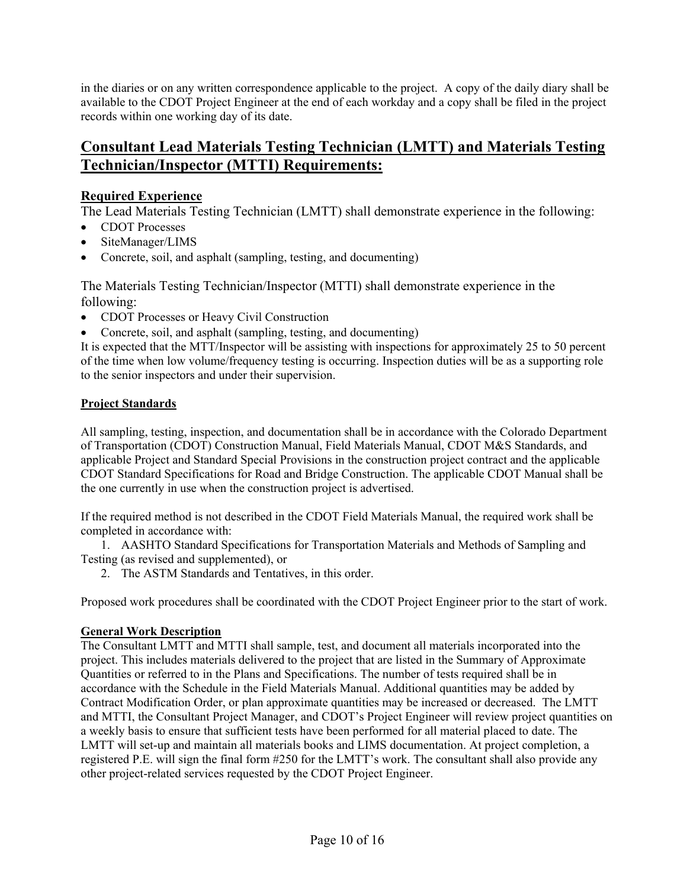in the diaries or on any written correspondence applicable to the project. A copy of the daily diary shall be available to the CDOT Project Engineer at the end of each workday and a copy shall be filed in the project records within one working day of its date.

## Consultant Lead Materials Testing Technician (LMTT) and Materials Testing Technician/Inspector (MTTI) Requirements:

### Required Experience

The Lead Materials Testing Technician (LMTT) shall demonstrate experience in the following:

- CDOT Processes
- SiteManager/LIMS
- Concrete, soil, and asphalt (sampling, testing, and documenting)

The Materials Testing Technician/Inspector (MTTI) shall demonstrate experience in the following:

- CDOT Processes or Heavy Civil Construction
- Concrete, soil, and asphalt (sampling, testing, and documenting)

It is expected that the MTT/Inspector will be assisting with inspections for approximately 25 to 50 percent of the time when low volume/frequency testing is occurring. Inspection duties will be as a supporting role to the senior inspectors and under their supervision.

#### Project Standards

All sampling, testing, inspection, and documentation shall be in accordance with the Colorado Department of Transportation (CDOT) Construction Manual, Field Materials Manual, CDOT M&S Standards, and applicable Project and Standard Special Provisions in the construction project contract and the applicable CDOT Standard Specifications for Road and Bridge Construction. The applicable CDOT Manual shall be the one currently in use when the construction project is advertised.

If the required method is not described in the CDOT Field Materials Manual, the required work shall be completed in accordance with:

1. AASHTO Standard Specifications for Transportation Materials and Methods of Sampling and Testing (as revised and supplemented), or
2. The ASTM Standards and Tentatives, in this order.

Proposed work procedures shall be coordinated with the CDOT Project Engineer prior to the start of work.

#### General Work Description

The Consultant LMTT and MTTI shall sample, test, and document all materials incorporated into the project. This includes materials delivered to the project that are listed in the Summary of Approximate Quantities or referred to in the Plans and Specifications. The number of tests required shall be in accordance with the Schedule in the Field Materials Manual. Additional quantities may be added by Contract Modification Order, or plan approximate quantities may be increased or decreased. The LMTT and MTTI, the Consultant Project Manager, and CDOT's Project Engineer will review project quantities on a weekly basis to ensure that sufficient tests have been performed for all material placed to date. The LMTT will set-up and maintain all materials books and LIMS documentation. At project completion, a registered P.E. will sign the final form #250 for the LMTT's work. The consultant shall also provide any other project-related services requested by the CDOT Project Engineer.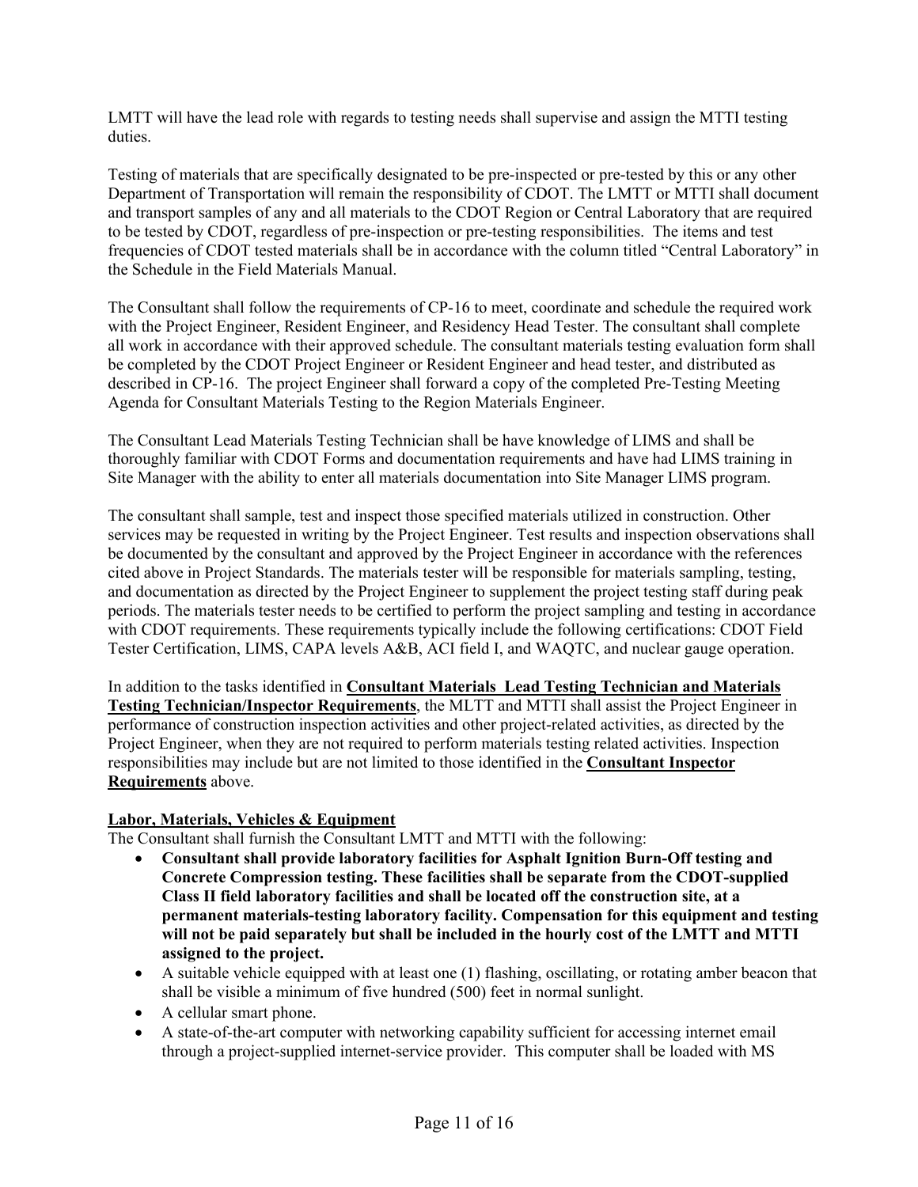LMTT will have the lead role with regards to testing needs shall supervise and assign the MTTI testing duties.

Testing of materials that are specifically designated to be pre-inspected or pre-tested by this or any other Department of Transportation will remain the responsibility of CDOT. The LMTT or MTTI shall document and transport samples of any and all materials to the CDOT Region or Central Laboratory that are required to be tested by CDOT, regardless of pre-inspection or pre-testing responsibilities. The items and test frequencies of CDOT tested materials shall be in accordance with the column titled "Central Laboratory" in the Schedule in the Field Materials Manual.

The Consultant shall follow the requirements of CP-16 to meet, coordinate and schedule the required work with the Project Engineer, Resident Engineer, and Residency Head Tester. The consultant shall complete all work in accordance with their approved schedule. The consultant materials testing evaluation form shall be completed by the CDOT Project Engineer or Resident Engineer and head tester, and distributed as described in CP-16. The project Engineer shall forward a copy of the completed Pre-Testing Meeting Agenda for Consultant Materials Testing to the Region Materials Engineer.

The Consultant Lead Materials Testing Technician shall be have knowledge of LIMS and shall be thoroughly familiar with CDOT Forms and documentation requirements and have had LIMS training in Site Manager with the ability to enter all materials documentation into Site Manager LIMS program.

The consultant shall sample, test and inspect those specified materials utilized in construction. Other services may be requested in writing by the Project Engineer. Test results and inspection observations shall be documented by the consultant and approved by the Project Engineer in accordance with the references cited above in Project Standards. The materials tester will be responsible for materials sampling, testing, and documentation as directed by the Project Engineer to supplement the project testing staff during peak periods. The materials tester needs to be certified to perform the project sampling and testing in accordance with CDOT requirements. These requirements typically include the following certifications: CDOT Field Tester Certification, LIMS, CAPA levels A&B, ACI field I, and WAQTC, and nuclear gauge operation.

In addition to the tasks identified in **Consultant Materials Lead Testing Technician and Materials Testing Technician/Inspector Requirements**, the MLTT and MTTI shall assist the Project Engineer in performance of construction inspection activities and other project-related activities, as directed by the Project Engineer, when they are not required to perform materials testing related activities. Inspection responsibilities may include but are not limited to those identified in the **Consultant Inspector Requirements** above.

**Labor, Materials, Vehicles & Equipment**

The Consultant shall furnish the Consultant LMTT and MTTI with the following:

- **Consultant shall provide laboratory facilities for Asphalt Ignition Burn-Off testing and Concrete Compression testing. These facilities shall be separate from the CDOT-supplied Class II field laboratory facilities and shall be located off the construction site, at a permanent materials-testing laboratory facility. Compensation for this equipment and testing will not be paid separately but shall be included in the hourly cost of the LMTT and MTTI assigned to the project.**
- A suitable vehicle equipped with at least one (1) flashing, oscillating, or rotating amber beacon that shall be visible a minimum of five hundred (500) feet in normal sunlight.
- A cellular smart phone.
- A state-of-the-art computer with networking capability sufficient for accessing internet email through a project-supplied internet-service provider. This computer shall be loaded with MS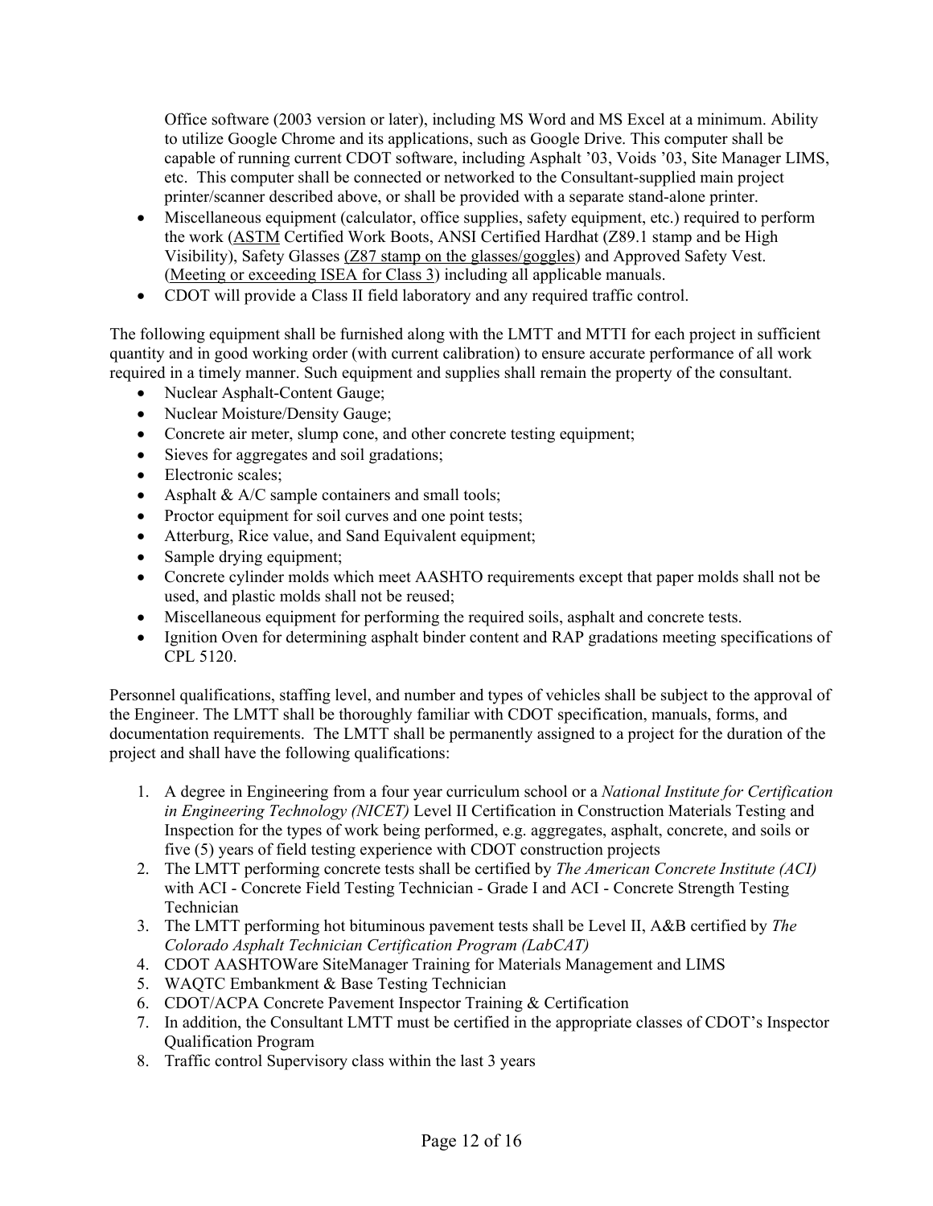Office software (2003 version or later), including MS Word and MS Excel at a minimum. Ability to utilize Google Chrome and its applications, such as Google Drive. This computer shall be capable of running current CDOT software, including Asphalt '03, Voids '03, Site Manager LIMS, etc. This computer shall be connected or networked to the Consultant-supplied main project printer/scanner described above, or shall be provided with a separate stand-alone printer.

- Miscellaneous equipment (calculator, office supplies, safety equipment, etc.) required to perform the work (ASTM Certified Work Boots, ANSI Certified Hardhat (Z89.1 stamp and be High Visibility), Safety Glasses (Z87 stamp on the glasses/goggles) and Approved Safety Vest. (Meeting or exceeding ISEA for Class 3) including all applicable manuals.
- CDOT will provide a Class II field laboratory and any required traffic control.

The following equipment shall be furnished along with the LMTT and MTTI for each project in sufficient quantity and in good working order (with current calibration) to ensure accurate performance of all work required in a timely manner. Such equipment and supplies shall remain the property of the consultant.

- Nuclear Asphalt-Content Gauge;
- Nuclear Moisture/Density Gauge;
- Concrete air meter, slump cone, and other concrete testing equipment;
- Sieves for aggregates and soil gradations;
- Electronic scales;
- Asphalt & A/C sample containers and small tools;
- Proctor equipment for soil curves and one point tests;
- Atterburg, Rice value, and Sand Equivalent equipment;
- Sample drying equipment;
- Concrete cylinder molds which meet AASHTO requirements except that paper molds shall not be used, and plastic molds shall not be reused;
- Miscellaneous equipment for performing the required soils, asphalt and concrete tests.
- Ignition Oven for determining asphalt binder content and RAP gradations meeting specifications of CPL 5120.

Personnel qualifications, staffing level, and number and types of vehicles shall be subject to the approval of the Engineer. The LMTT shall be thoroughly familiar with CDOT specification, manuals, forms, and documentation requirements. The LMTT shall be permanently assigned to a project for the duration of the project and shall have the following qualifications:

1. A degree in Engineering from a four year curriculum school or a *National Institute for Certification in Engineering Technology (NICET)* Level II Certification in Construction Materials Testing and Inspection for the types of work being performed, e.g. aggregates, asphalt, concrete, and soils or five (5) years of field testing experience with CDOT construction projects
2. The LMTT performing concrete tests shall be certified by *The American Concrete Institute (ACI)* with ACI - Concrete Field Testing Technician - Grade I and ACI - Concrete Strength Testing Technician
3. The LMTT performing hot bituminous pavement tests shall be Level II, A&B certified by *The Colorado Asphalt Technician Certification Program (LabCAT)*
4. CDOT AASHTOWare SiteManager Training for Materials Management and LIMS
5. WAQTC Embankment & Base Testing Technician
6. CDOT/ACPA Concrete Pavement Inspector Training & Certification
7. In addition, the Consultant LMTT must be certified in the appropriate classes of CDOT's Inspector Qualification Program
8. Traffic control Supervisory class within the last 3 years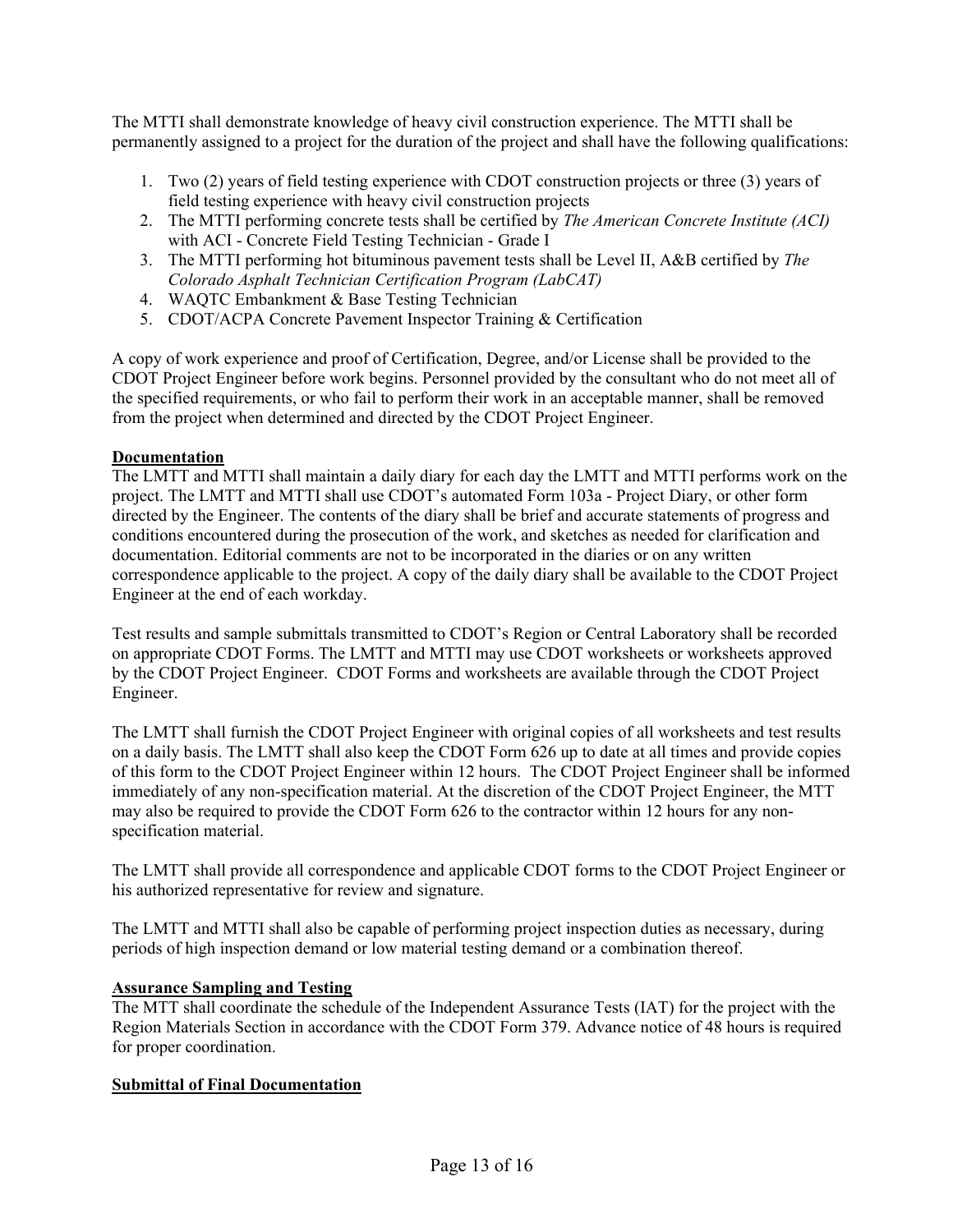The MTTI shall demonstrate knowledge of heavy civil construction experience. The MTTI shall be permanently assigned to a project for the duration of the project and shall have the following qualifications:

1. Two (2) years of field testing experience with CDOT construction projects or three (3) years of field testing experience with heavy civil construction projects
2. The MTTI performing concrete tests shall be certified by *The American Concrete Institute (ACI)* with ACI - Concrete Field Testing Technician - Grade I
3. The MTTI performing hot bituminous pavement tests shall be Level II, A&B certified by *The Colorado Asphalt Technician Certification Program (LabCAT)*
4. WAQTC Embankment & Base Testing Technician
5. CDOT/ACPA Concrete Pavement Inspector Training & Certification

A copy of work experience and proof of Certification, Degree, and/or License shall be provided to the CDOT Project Engineer before work begins. Personnel provided by the consultant who do not meet all of the specified requirements, or who fail to perform their work in an acceptable manner, shall be removed from the project when determined and directed by the CDOT Project Engineer.

**Documentation**

The LMTT and MTTI shall maintain a daily diary for each day the LMTT and MTTI performs work on the project. The LMTT and MTTI shall use CDOT's automated Form 103a - Project Diary, or other form directed by the Engineer. The contents of the diary shall be brief and accurate statements of progress and conditions encountered during the prosecution of the work, and sketches as needed for clarification and documentation. Editorial comments are not to be incorporated in the diaries or on any written correspondence applicable to the project. A copy of the daily diary shall be available to the CDOT Project Engineer at the end of each workday.

Test results and sample submittals transmitted to CDOT's Region or Central Laboratory shall be recorded on appropriate CDOT Forms. The LMTT and MTTI may use CDOT worksheets or worksheets approved by the CDOT Project Engineer. CDOT Forms and worksheets are available through the CDOT Project Engineer.

The LMTT shall furnish the CDOT Project Engineer with original copies of all worksheets and test results on a daily basis. The LMTT shall also keep the CDOT Form 626 up to date at all times and provide copies of this form to the CDOT Project Engineer within 12 hours. The CDOT Project Engineer shall be informed immediately of any non-specification material. At the discretion of the CDOT Project Engineer, the MTT may also be required to provide the CDOT Form 626 to the contractor within 12 hours for any non-specification material.

The LMTT shall provide all correspondence and applicable CDOT forms to the CDOT Project Engineer or his authorized representative for review and signature.

The LMTT and MTTI shall also be capable of performing project inspection duties as necessary, during periods of high inspection demand or low material testing demand or a combination thereof.

**Assurance Sampling and Testing**

The MTT shall coordinate the schedule of the Independent Assurance Tests (IAT) for the project with the Region Materials Section in accordance with the CDOT Form 379. Advance notice of 48 hours is required for proper coordination.

**Submittal of Final Documentation**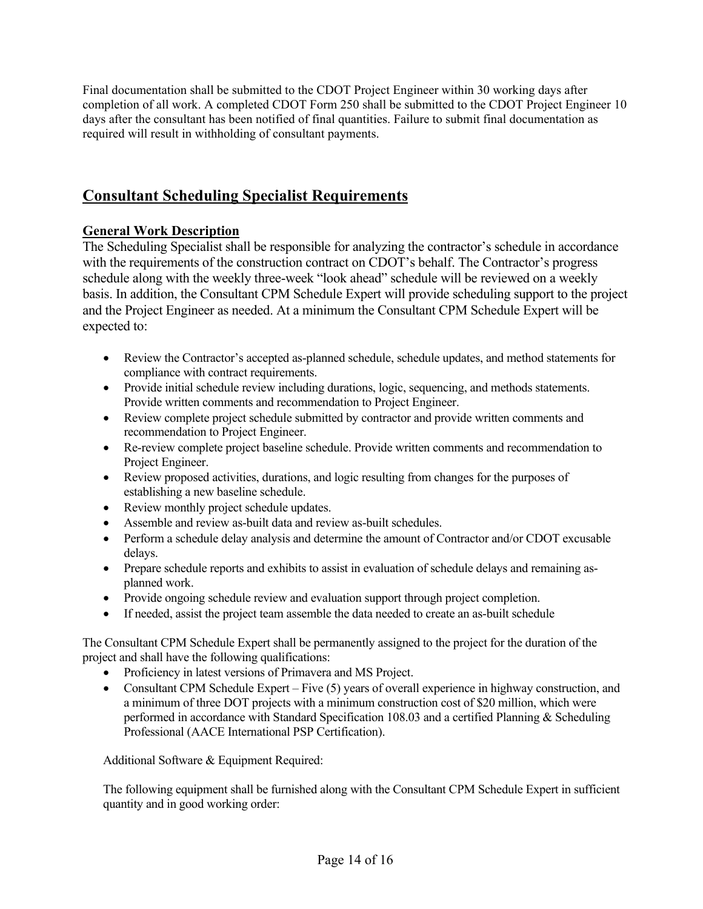Final documentation shall be submitted to the CDOT Project Engineer within 30 working days after completion of all work. A completed CDOT Form 250 shall be submitted to the CDOT Project Engineer 10 days after the consultant has been notified of final quantities. Failure to submit final documentation as required will result in withholding of consultant payments.

## Consultant Scheduling Specialist Requirements

### General Work Description

The Scheduling Specialist shall be responsible for analyzing the contractor's schedule in accordance with the requirements of the construction contract on CDOT's behalf. The Contractor's progress schedule along with the weekly three-week "look ahead" schedule will be reviewed on a weekly basis. In addition, the Consultant CPM Schedule Expert will provide scheduling support to the project and the Project Engineer as needed. At a minimum the Consultant CPM Schedule Expert will be expected to:

- Review the Contractor's accepted as-planned schedule, schedule updates, and method statements for compliance with contract requirements.
- Provide initial schedule review including durations, logic, sequencing, and methods statements. Provide written comments and recommendation to Project Engineer.
- Review complete project schedule submitted by contractor and provide written comments and recommendation to Project Engineer.
- Re-review complete project baseline schedule. Provide written comments and recommendation to Project Engineer.
- Review proposed activities, durations, and logic resulting from changes for the purposes of establishing a new baseline schedule.
- Review monthly project schedule updates.
- Assemble and review as-built data and review as-built schedules.
- Perform a schedule delay analysis and determine the amount of Contractor and/or CDOT excusable delays.
- Prepare schedule reports and exhibits to assist in evaluation of schedule delays and remaining as-planned work.
- Provide ongoing schedule review and evaluation support through project completion.
- If needed, assist the project team assemble the data needed to create an as-built schedule

The Consultant CPM Schedule Expert shall be permanently assigned to the project for the duration of the project and shall have the following qualifications:

- Proficiency in latest versions of Primavera and MS Project.
- Consultant CPM Schedule Expert – Five (5) years of overall experience in highway construction, and a minimum of three DOT projects with a minimum construction cost of $20 million, which were performed in accordance with Standard Specification 108.03 and a certified Planning & Scheduling Professional (AACE International PSP Certification).

Additional Software & Equipment Required:

The following equipment shall be furnished along with the Consultant CPM Schedule Expert in sufficient quantity and in good working order: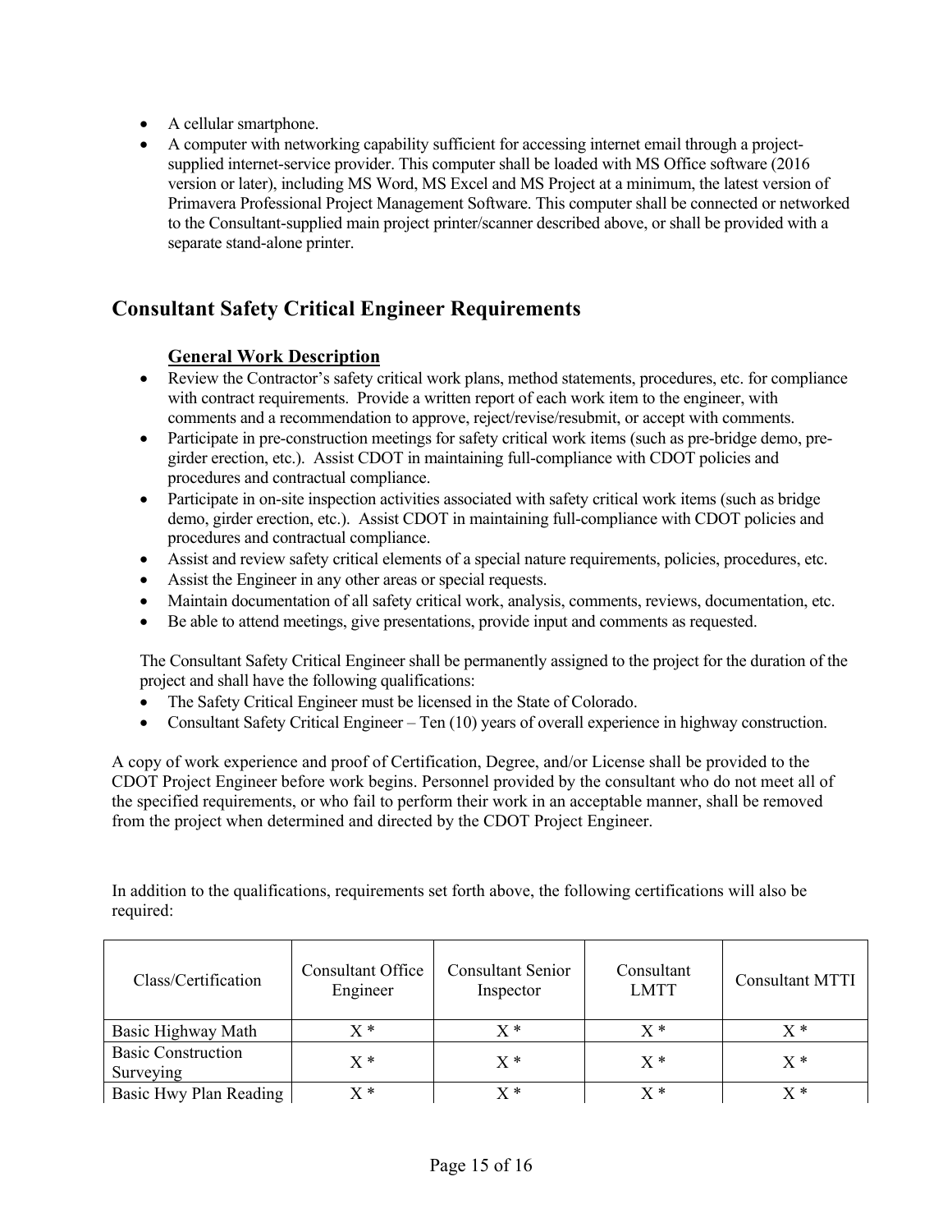- A cellular smartphone.
- A computer with networking capability sufficient for accessing internet email through a project-supplied internet-service provider. This computer shall be loaded with MS Office software (2016 version or later), including MS Word, MS Excel and MS Project at a minimum, the latest version of Primavera Professional Project Management Software. This computer shall be connected or networked to the Consultant-supplied main project printer/scanner described above, or shall be provided with a separate stand-alone printer.

## Consultant Safety Critical Engineer Requirements

### General Work Description

- Review the Contractor's safety critical work plans, method statements, procedures, etc. for compliance with contract requirements. Provide a written report of each work item to the engineer, with comments and a recommendation to approve, reject/revise/resubmit, or accept with comments.
- Participate in pre-construction meetings for safety critical work items (such as pre-bridge demo, pre-girder erection, etc.). Assist CDOT in maintaining full-compliance with CDOT policies and procedures and contractual compliance.
- Participate in on-site inspection activities associated with safety critical work items (such as bridge demo, girder erection, etc.). Assist CDOT in maintaining full-compliance with CDOT policies and procedures and contractual compliance.
- Assist and review safety critical elements of a special nature requirements, policies, procedures, etc.
- Assist the Engineer in any other areas or special requests.
- Maintain documentation of all safety critical work, analysis, comments, reviews, documentation, etc.
- Be able to attend meetings, give presentations, provide input and comments as requested.

The Consultant Safety Critical Engineer shall be permanently assigned to the project for the duration of the project and shall have the following qualifications:

- The Safety Critical Engineer must be licensed in the State of Colorado.
- Consultant Safety Critical Engineer – Ten (10) years of overall experience in highway construction.

A copy of work experience and proof of Certification, Degree, and/or License shall be provided to the CDOT Project Engineer before work begins. Personnel provided by the consultant who do not meet all of the specified requirements, or who fail to perform their work in an acceptable manner, shall be removed from the project when determined and directed by the CDOT Project Engineer.

In addition to the qualifications, requirements set forth above, the following certifications will also be required:

| Class/Certification | Consultant Office Engineer | Consultant Senior Inspector | Consultant LMTT | Consultant MTTI |
|---|---|---|---|---|
| Basic Highway Math | X * | X * | X * | X * |
| Basic Construction Surveying | X * | X * | X * | X * |
| Basic Hwy Plan Reading | X * | X * | X * | X * |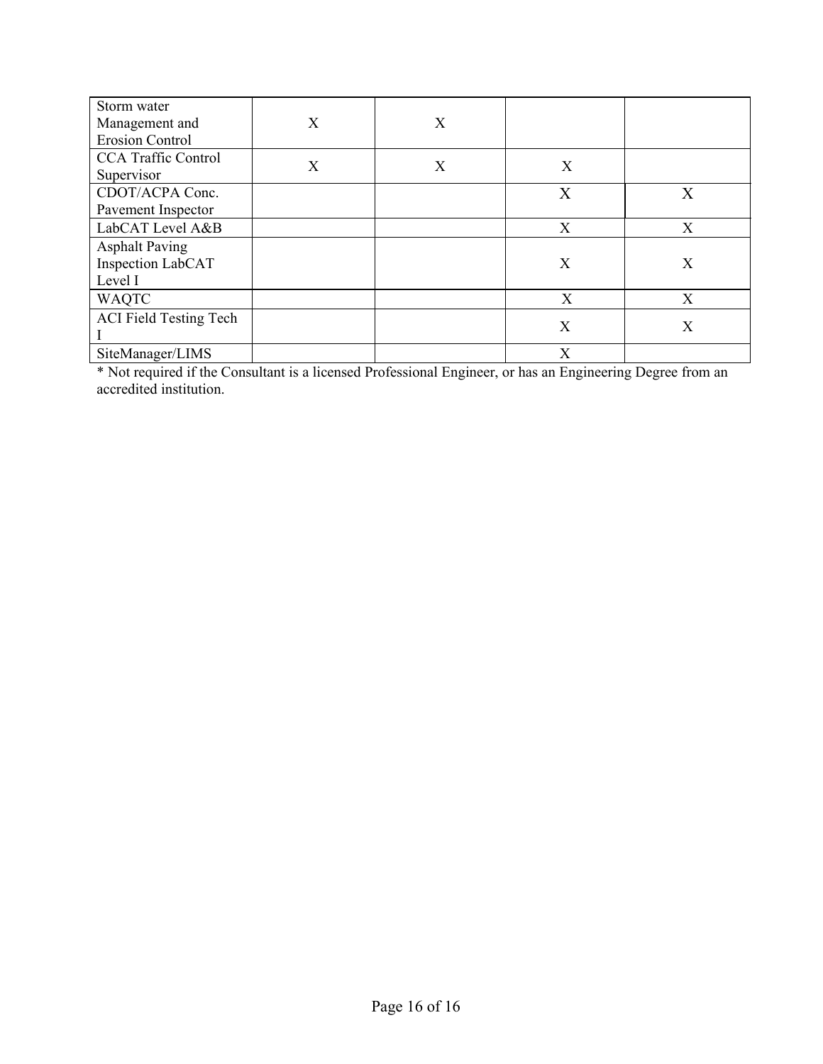| | | | | |
|---|---|---|---|---|
| Storm water Management and Erosion Control | X | X | | |
| CCA Traffic Control Supervisor | X | X | X | |
| CDOT/ACPA Conc. Pavement Inspector | | | X | X |
| LabCAT Level A&B | | | X | X |
| Asphalt Paving Inspection LabCAT Level I | | | X | X |
| WAQTC | | | X | X |
| ACI Field Testing Tech I | | | X | X |
| SiteManager/LIMS | | | X | |

* Not required if the Consultant is a licensed Professional Engineer, or has an Engineering Degree from an accredited institution.